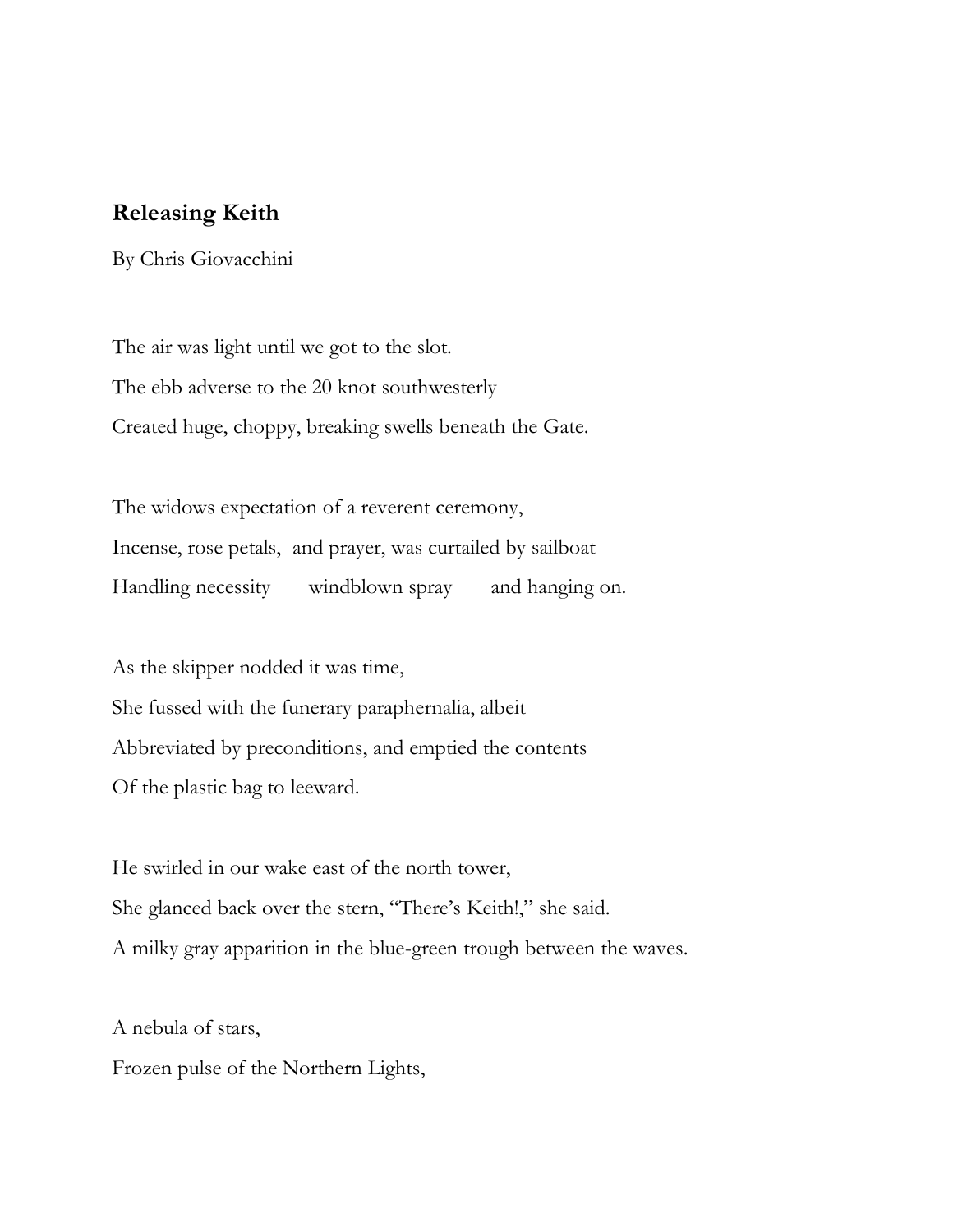## Releasing Keith

By Chris Giovacchini

The air was light until we got to the slot.
The ebb adverse to the 20 knot southwesterly
Created huge, choppy, breaking swells beneath the Gate.

The widows expectation of a reverent ceremony,
Incense, rose petals,  and prayer, was curtailed by sailboat
Handling necessity        windblown spray        and hanging on.

As the skipper nodded it was time,
She fussed with the funerary paraphernalia, albeit
Abbreviated by preconditions, and emptied the contents
Of the plastic bag to leeward.

He swirled in our wake east of the north tower,
She glanced back over the stern, "There's Keith!," she said.
A milky gray apparition in the blue-green trough between the waves.

A nebula of stars,
Frozen pulse of the Northern Lights,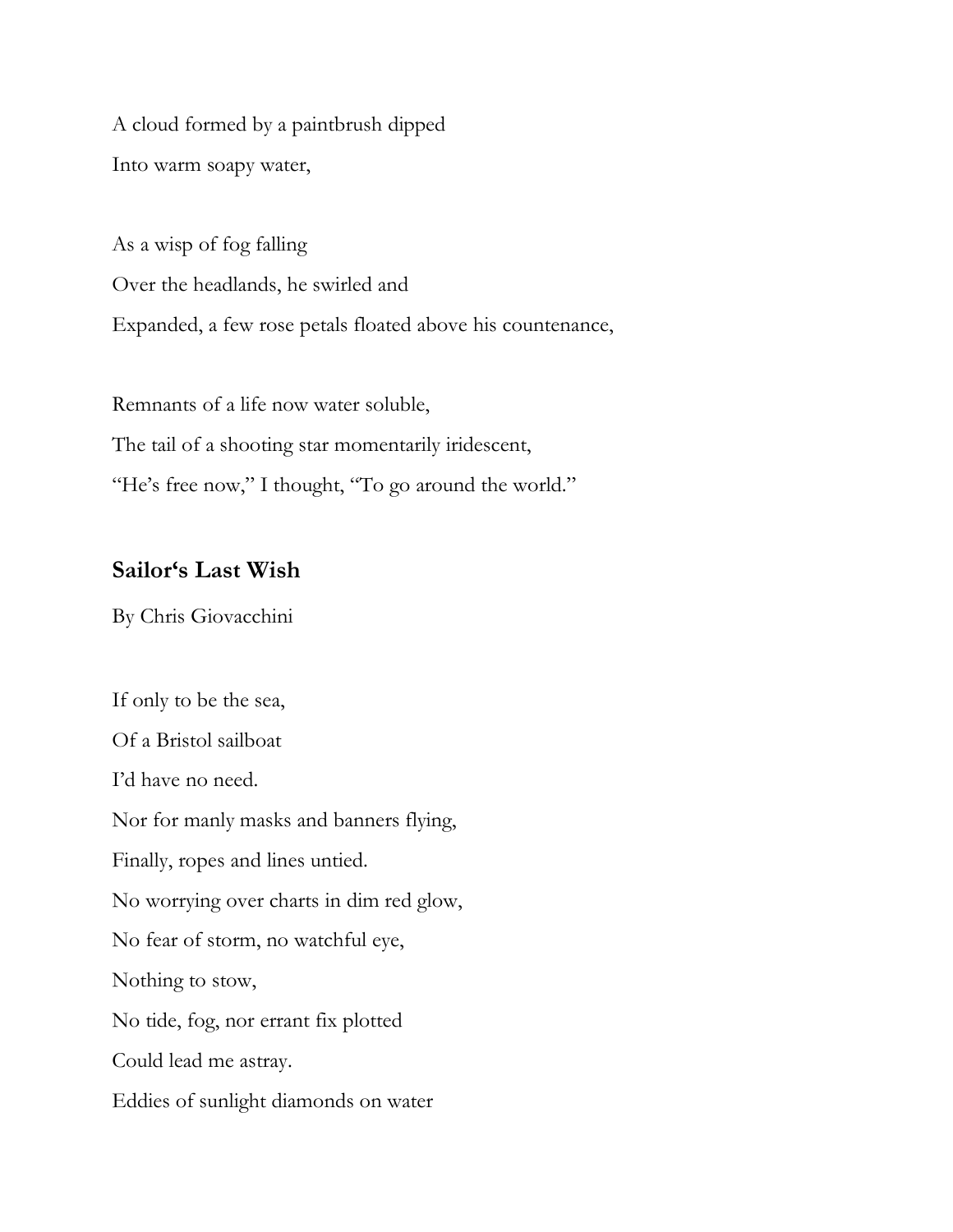A cloud formed by a paintbrush dipped
Into warm soapy water,

As a wisp of fog falling
Over the headlands, he swirled and
Expanded, a few rose petals floated above his countenance,

Remnants of a life now water soluble,
The tail of a shooting star momentarily iridescent,
"He's free now," I thought, "To go around the world."

## Sailor's Last Wish

By Chris Giovacchini

If only to be the sea,
Of a Bristol sailboat
I'd have no need.
Nor for manly masks and banners flying,
Finally, ropes and lines untied.
No worrying over charts in dim red glow,
No fear of storm, no watchful eye,
Nothing to stow,
No tide, fog, nor errant fix plotted
Could lead me astray.
Eddies of sunlight diamonds on water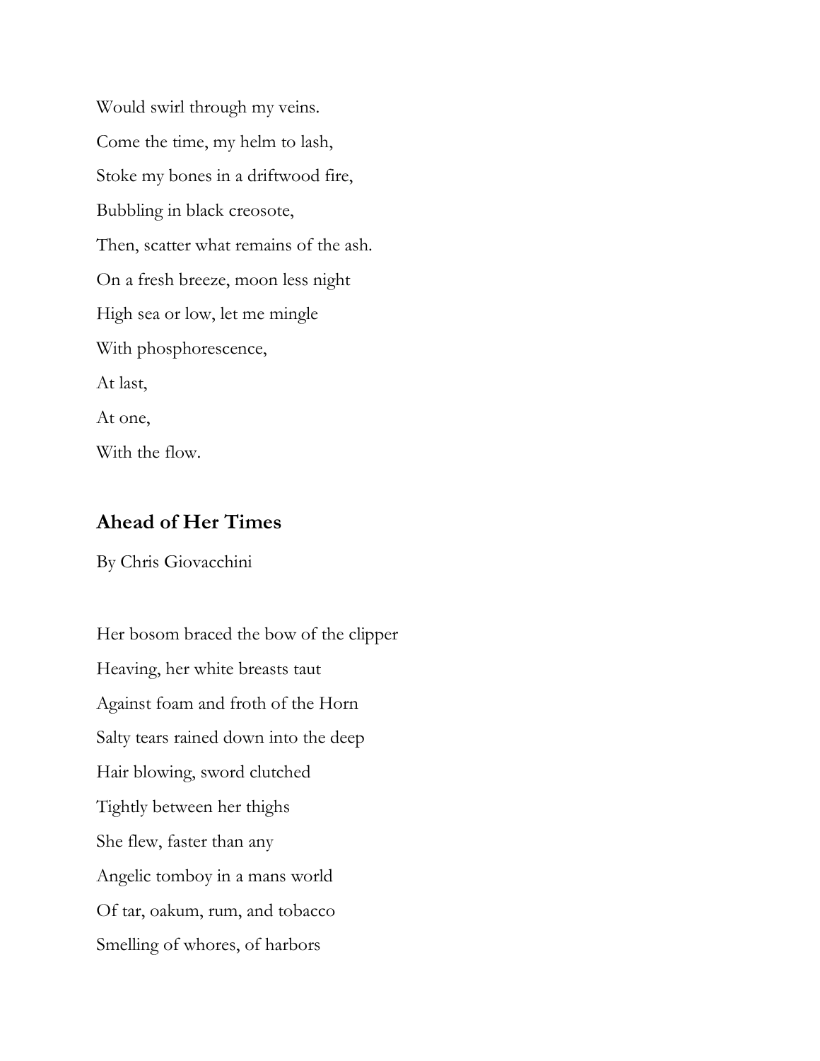Would swirl through my veins.

Come the time, my helm to lash,

Stoke my bones in a driftwood fire,

Bubbling in black creosote,

Then, scatter what remains of the ash.

On a fresh breeze, moon less night

High sea or low, let me mingle

With phosphorescence,

At last,

At one,

With the flow.

## Ahead of Her Times

By Chris Giovacchini

Her bosom braced the bow of the clipper

Heaving, her white breasts taut

Against foam and froth of the Horn

Salty tears rained down into the deep

Hair blowing, sword clutched

Tightly between her thighs

She flew, faster than any

Angelic tomboy in a mans world

Of tar, oakum, rum, and tobacco

Smelling of whores, of harbors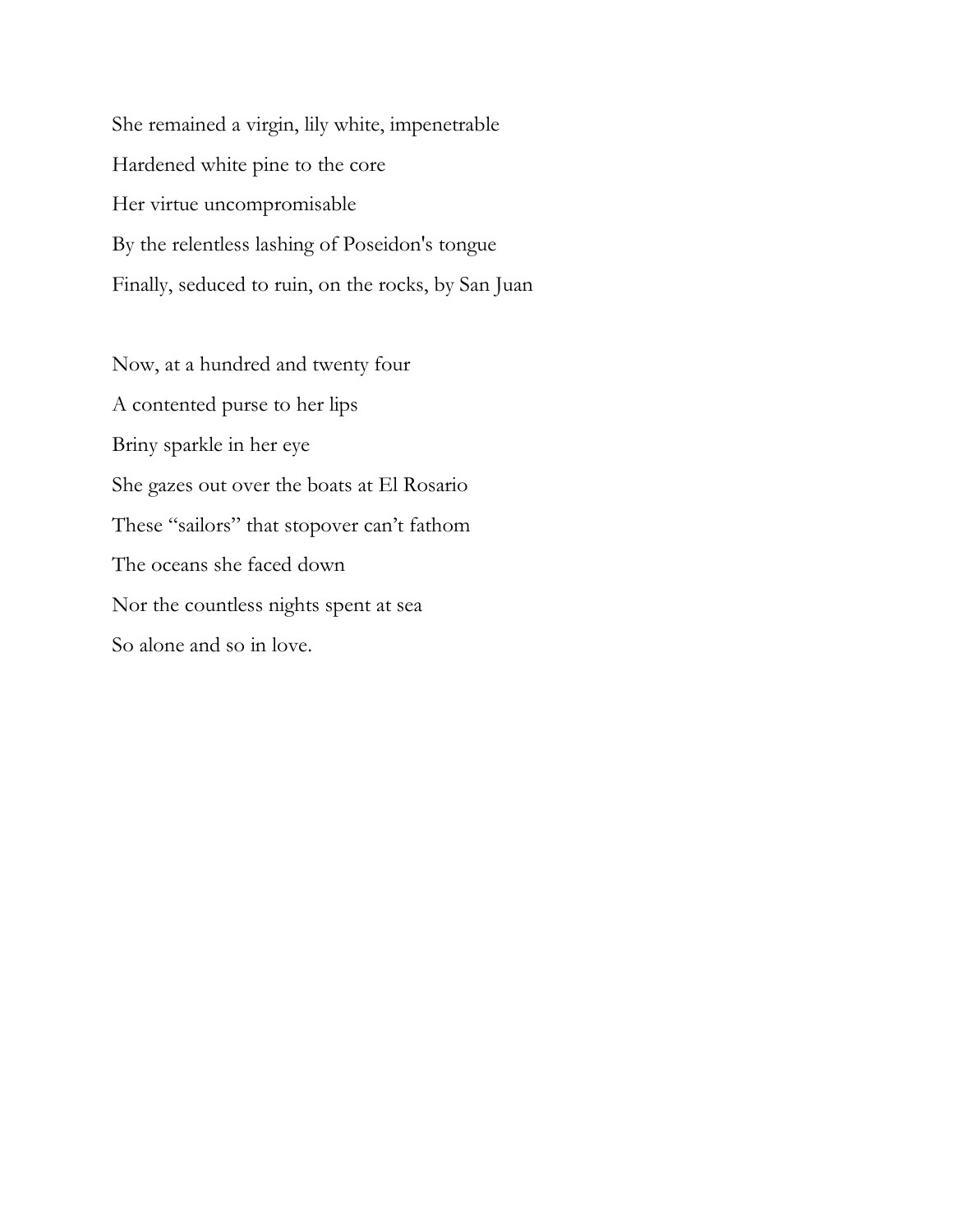She remained a virgin, lily white, impenetrable  
Hardened white pine to the core  
Her virtue uncompromisable  
By the relentless lashing of Poseidon's tongue  
Finally, seduced to ruin, on the rocks, by San Juan

Now, at a hundred and twenty four  
A contented purse to her lips  
Briny sparkle in her eye  
She gazes out over the boats at El Rosario  
These "sailors" that stopover can't fathom  
The oceans she faced down  
Nor the countless nights spent at sea  
So alone and so in love.